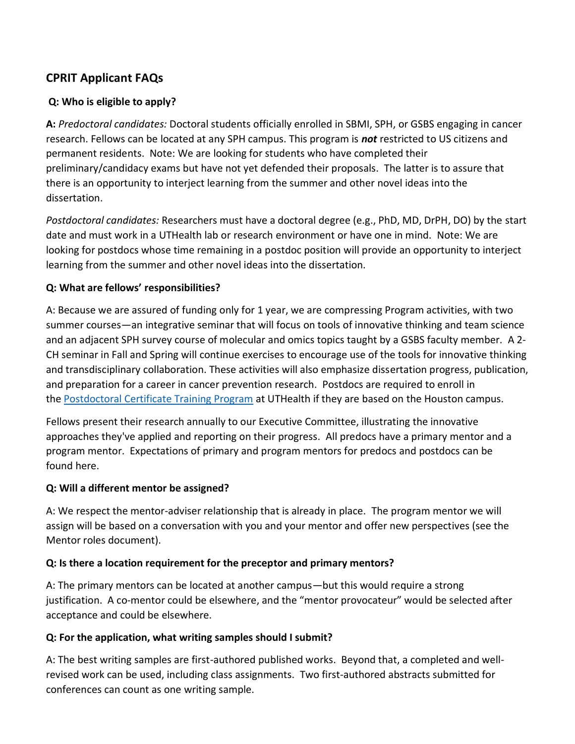## CPRIT Applicant FAQs

**Q: Who is eligible to apply?**

**A:** *Predoctoral candidates:* Doctoral students officially enrolled in SBMI, SPH, or GSBS engaging in cancer research. Fellows can be located at any SPH campus. This program is ***not*** restricted to US citizens and permanent residents. Note: We are looking for students who have completed their preliminary/candidacy exams but have not yet defended their proposals. The latter is to assure that there is an opportunity to interject learning from the summer and other novel ideas into the dissertation.

*Postdoctoral candidates:* Researchers must have a doctoral degree (e.g., PhD, MD, DrPH, DO) by the start date and must work in a UTHealth lab or research environment or have one in mind. Note: We are looking for postdocs whose time remaining in a postdoc position will provide an opportunity to interject learning from the summer and other novel ideas into the dissertation.

**Q: What are fellows' responsibilities?**

A: Because we are assured of funding only for 1 year, we are compressing Program activities, with two summer courses—an integrative seminar that will focus on tools of innovative thinking and team science and an adjacent SPH survey course of molecular and omics topics taught by a GSBS faculty member. A 2-CH seminar in Fall and Spring will continue exercises to encourage use of the tools for innovative thinking and transdisciplinary collaboration. These activities will also emphasize dissertation progress, publication, and preparation for a career in cancer prevention research. Postdocs are required to enroll in the [Postdoctoral Certificate Training Program] at UTHealth if they are based on the Houston campus.

Fellows present their research annually to our Executive Committee, illustrating the innovative approaches they've applied and reporting on their progress. All predocs have a primary mentor and a program mentor. Expectations of primary and program mentors for predocs and postdocs can be found here.

**Q: Will a different mentor be assigned?**

A: We respect the mentor-adviser relationship that is already in place. The program mentor we will assign will be based on a conversation with you and your mentor and offer new perspectives (see the Mentor roles document).

**Q: Is there a location requirement for the preceptor and primary mentors?**

A: The primary mentors can be located at another campus—but this would require a strong justification. A co-mentor could be elsewhere, and the "mentor provocateur" would be selected after acceptance and could be elsewhere.

**Q: For the application, what writing samples should I submit?**

A: The best writing samples are first-authored published works. Beyond that, a completed and well-revised work can be used, including class assignments. Two first-authored abstracts submitted for conferences can count as one writing sample.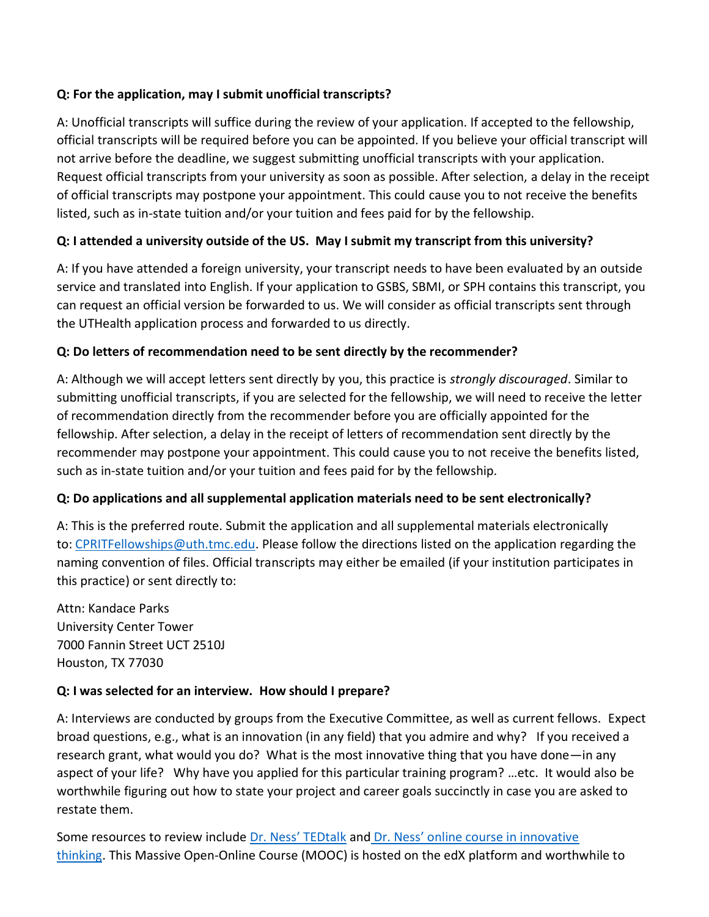**Q: For the application, may I submit unofficial transcripts?**

A: Unofficial transcripts will suffice during the review of your application. If accepted to the fellowship, official transcripts will be required before you can be appointed. If you believe your official transcript will not arrive before the deadline, we suggest submitting unofficial transcripts with your application. Request official transcripts from your university as soon as possible. After selection, a delay in the receipt of official transcripts may postpone your appointment. This could cause you to not receive the benefits listed, such as in-state tuition and/or your tuition and fees paid for by the fellowship.

**Q: I attended a university outside of the US. May I submit my transcript from this university?**

A: If you have attended a foreign university, your transcript needs to have been evaluated by an outside service and translated into English. If your application to GSBS, SBMI, or SPH contains this transcript, you can request an official version be forwarded to us. We will consider as official transcripts sent through the UTHealth application process and forwarded to us directly.

**Q: Do letters of recommendation need to be sent directly by the recommender?**

A: Although we will accept letters sent directly by you, this practice is *strongly discouraged*. Similar to submitting unofficial transcripts, if you are selected for the fellowship, we will need to receive the letter of recommendation directly from the recommender before you are officially appointed for the fellowship. After selection, a delay in the receipt of letters of recommendation sent directly by the recommender may postpone your appointment. This could cause you to not receive the benefits listed, such as in-state tuition and/or your tuition and fees paid for by the fellowship.

**Q: Do applications and all supplemental application materials need to be sent electronically?**

A: This is the preferred route. Submit the application and all supplemental materials electronically to: [CPRITFellowships@uth.tmc.edu](mailto:CPRITFellowships@uth.tmc.edu). Please follow the directions listed on the application regarding the naming convention of files. Official transcripts may either be emailed (if your institution participates in this practice) or sent directly to:

Attn: Kandace Parks
University Center Tower
7000 Fannin Street UCT 2510J
Houston, TX 77030

**Q: I was selected for an interview. How should I prepare?**

A: Interviews are conducted by groups from the Executive Committee, as well as current fellows. Expect broad questions, e.g., what is an innovation (in any field) that you admire and why? If you received a research grant, what would you do? What is the most innovative thing that you have done—in any aspect of your life? Why have you applied for this particular training program? …etc. It would also be worthwhile figuring out how to state your project and career goals succinctly in case you are asked to restate them.

Some resources to review include Dr. Ness' TEDtalk and Dr. Ness' online course in innovative thinking. This Massive Open-Online Course (MOOC) is hosted on the edX platform and worthwhile to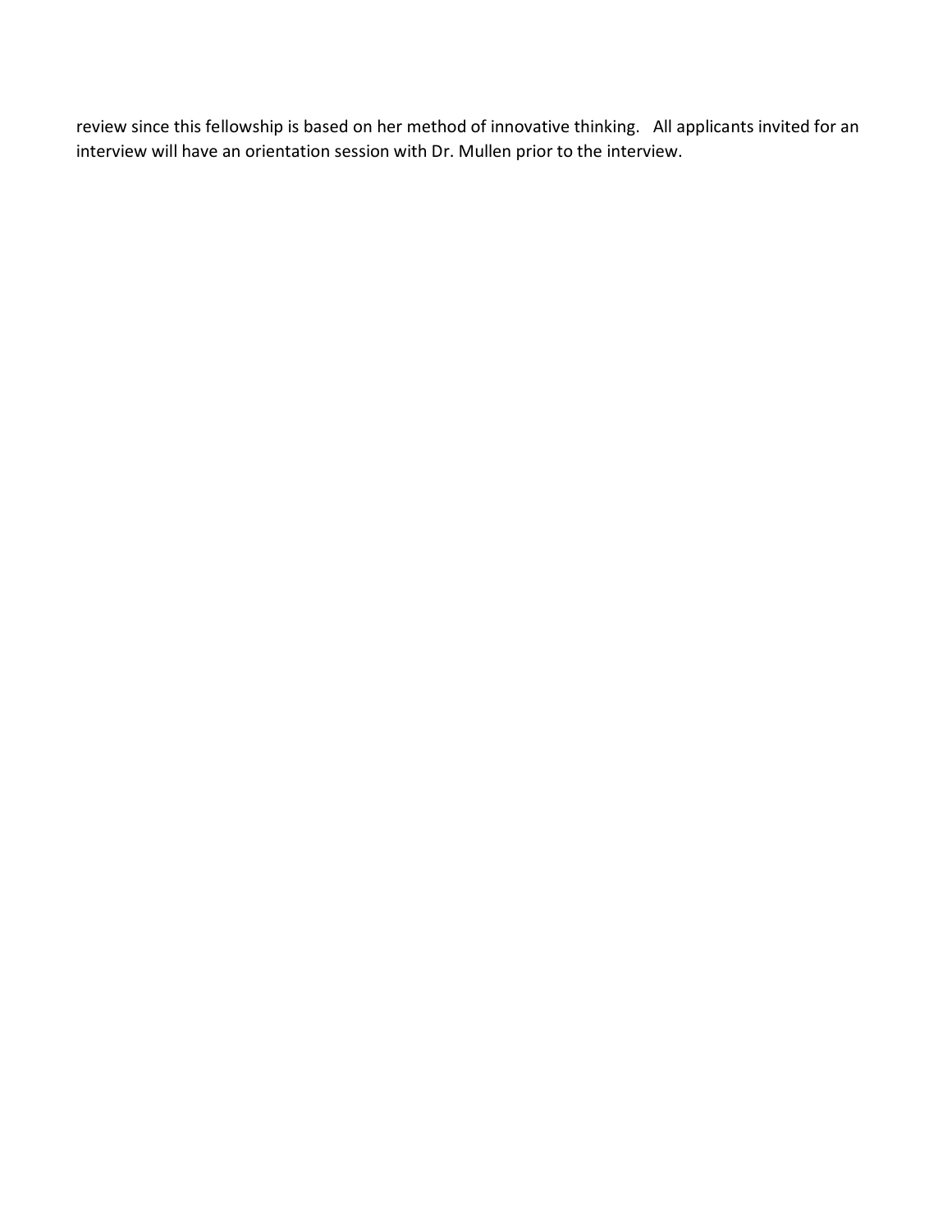review since this fellowship is based on her method of innovative thinking. All applicants invited for an interview will have an orientation session with Dr. Mullen prior to the interview.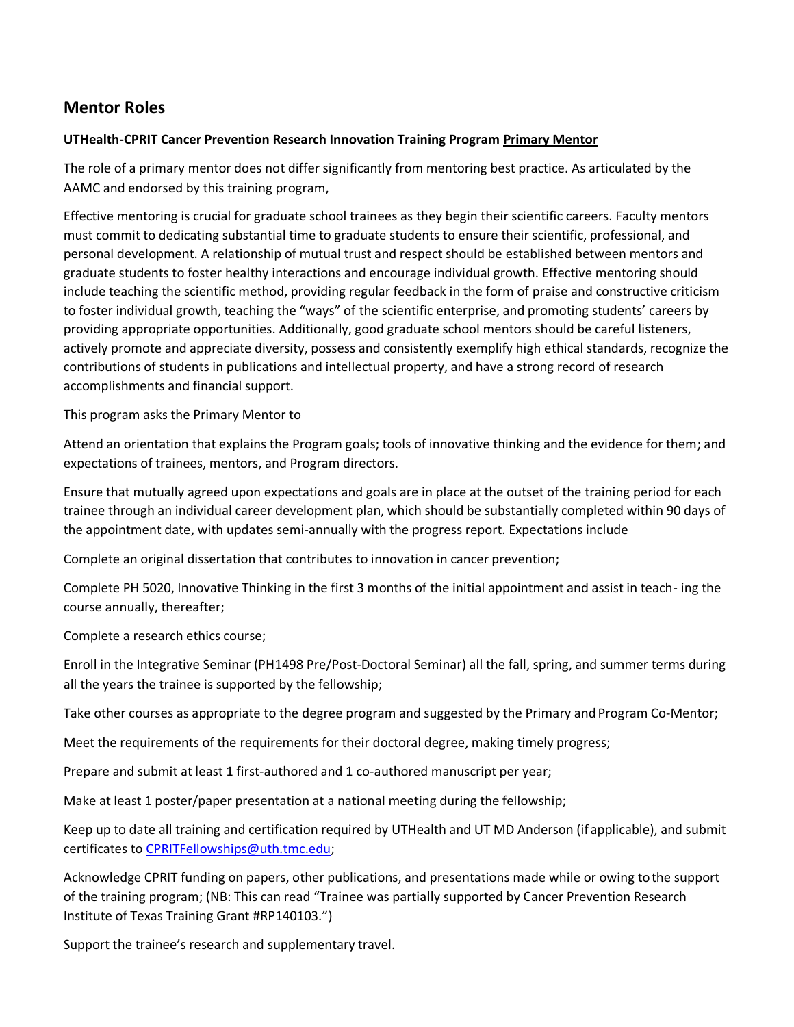## Mentor Roles

**UTHealth-CPRIT Cancer Prevention Research Innovation Training Program Primary Mentor**

The role of a primary mentor does not differ significantly from mentoring best practice. As articulated by the AAMC and endorsed by this training program,

Effective mentoring is crucial for graduate school trainees as they begin their scientific careers. Faculty mentors must commit to dedicating substantial time to graduate students to ensure their scientific, professional, and personal development. A relationship of mutual trust and respect should be established between mentors and graduate students to foster healthy interactions and encourage individual growth. Effective mentoring should include teaching the scientific method, providing regular feedback in the form of praise and constructive criticism to foster individual growth, teaching the "ways" of the scientific enterprise, and promoting students' careers by providing appropriate opportunities. Additionally, good graduate school mentors should be careful listeners, actively promote and appreciate diversity, possess and consistently exemplify high ethical standards, recognize the contributions of students in publications and intellectual property, and have a strong record of research accomplishments and financial support.

This program asks the Primary Mentor to

Attend an orientation that explains the Program goals; tools of innovative thinking and the evidence for them; and expectations of trainees, mentors, and Program directors.

Ensure that mutually agreed upon expectations and goals are in place at the outset of the training period for each trainee through an individual career development plan, which should be substantially completed within 90 days of the appointment date, with updates semi-annually with the progress report. Expectations include

Complete an original dissertation that contributes to innovation in cancer prevention;

Complete PH 5020, Innovative Thinking in the first 3 months of the initial appointment and assist in teach- ing the course annually, thereafter;

Complete a research ethics course;

Enroll in the Integrative Seminar (PH1498 Pre/Post-Doctoral Seminar) all the fall, spring, and summer terms during all the years the trainee is supported by the fellowship;

Take other courses as appropriate to the degree program and suggested by the Primary and Program Co-Mentor;

Meet the requirements of the requirements for their doctoral degree, making timely progress;

Prepare and submit at least 1 first-authored and 1 co-authored manuscript per year;

Make at least 1 poster/paper presentation at a national meeting during the fellowship;

Keep up to date all training and certification required by UTHealth and UT MD Anderson (if applicable), and submit certificates to CPRITFellowships@uth.tmc.edu;

Acknowledge CPRIT funding on papers, other publications, and presentations made while or owing to the support of the training program; (NB: This can read "Trainee was partially supported by Cancer Prevention Research Institute of Texas Training Grant #RP140103.")

Support the trainee's research and supplementary travel.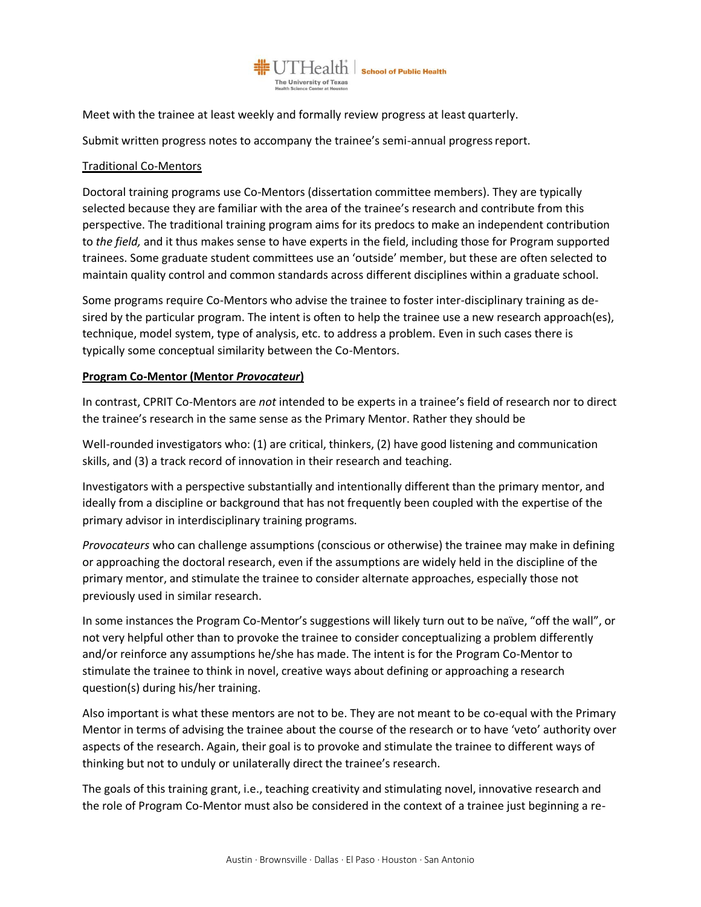Meet with the trainee at least weekly and formally review progress at least quarterly.

Submit written progress notes to accompany the trainee's semi-annual progress report.

<u>Traditional Co-Mentors</u>

Doctoral training programs use Co-Mentors (dissertation committee members). They are typically selected because they are familiar with the area of the trainee's research and contribute from this perspective. The traditional training program aims for its predocs to make an independent contribution to *the field,* and it thus makes sense to have experts in the field, including those for Program supported trainees. Some graduate student committees use an 'outside' member, but these are often selected to maintain quality control and common standards across different disciplines within a graduate school.

Some programs require Co-Mentors who advise the trainee to foster inter-disciplinary training as desired by the particular program. The intent is often to help the trainee use a new research approach(es), technique, model system, type of analysis, etc. to address a problem. Even in such cases there is typically some conceptual similarity between the Co-Mentors.

**<u>Program Co-Mentor (Mentor *Provocateur*)</u>**

In contrast, CPRIT Co-Mentors are *not* intended to be experts in a trainee's field of research nor to direct the trainee's research in the same sense as the Primary Mentor. Rather they should be

Well-rounded investigators who: (1) are critical, thinkers, (2) have good listening and communication skills, and (3) a track record of innovation in their research and teaching.

Investigators with a perspective substantially and intentionally different than the primary mentor, and ideally from a discipline or background that has not frequently been coupled with the expertise of the primary advisor in interdisciplinary training programs.

*Provocateurs* who can challenge assumptions (conscious or otherwise) the trainee may make in defining or approaching the doctoral research, even if the assumptions are widely held in the discipline of the primary mentor, and stimulate the trainee to consider alternate approaches, especially those not previously used in similar research.

In some instances the Program Co-Mentor's suggestions will likely turn out to be naïve, "off the wall", or not very helpful other than to provoke the trainee to consider conceptualizing a problem differently and/or reinforce any assumptions he/she has made. The intent is for the Program Co-Mentor to stimulate the trainee to think in novel, creative ways about defining or approaching a research question(s) during his/her training.

Also important is what these mentors are not to be. They are not meant to be co-equal with the Primary Mentor in terms of advising the trainee about the course of the research or to have 'veto' authority over aspects of the research. Again, their goal is to provoke and stimulate the trainee to different ways of thinking but not to unduly or unilaterally direct the trainee's research.

The goals of this training grant, i.e., teaching creativity and stimulating novel, innovative research and the role of Program Co-Mentor must also be considered in the context of a trainee just beginning a re-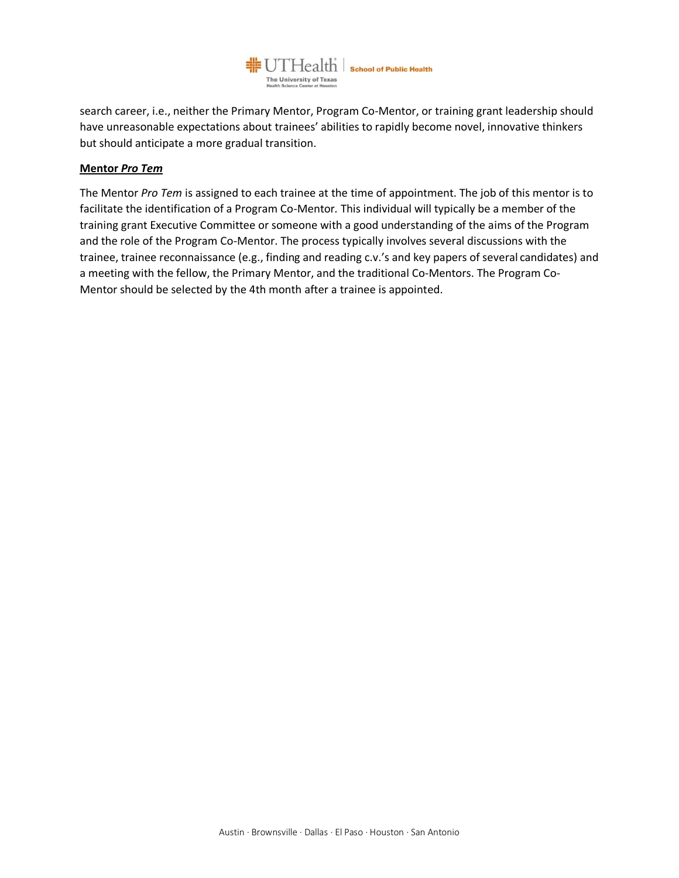search career, i.e., neither the Primary Mentor, Program Co-Mentor, or training grant leadership should have unreasonable expectations about trainees' abilities to rapidly become novel, innovative thinkers but should anticipate a more gradual transition.

**Mentor *Pro Tem***

The Mentor *Pro Tem* is assigned to each trainee at the time of appointment. The job of this mentor is to facilitate the identification of a Program Co-Mentor. This individual will typically be a member of the training grant Executive Committee or someone with a good understanding of the aims of the Program and the role of the Program Co-Mentor. The process typically involves several discussions with the trainee, trainee reconnaissance (e.g., finding and reading c.v.'s and key papers of several candidates) and a meeting with the fellow, the Primary Mentor, and the traditional Co-Mentors. The Program Co-Mentor should be selected by the 4th month after a trainee is appointed.